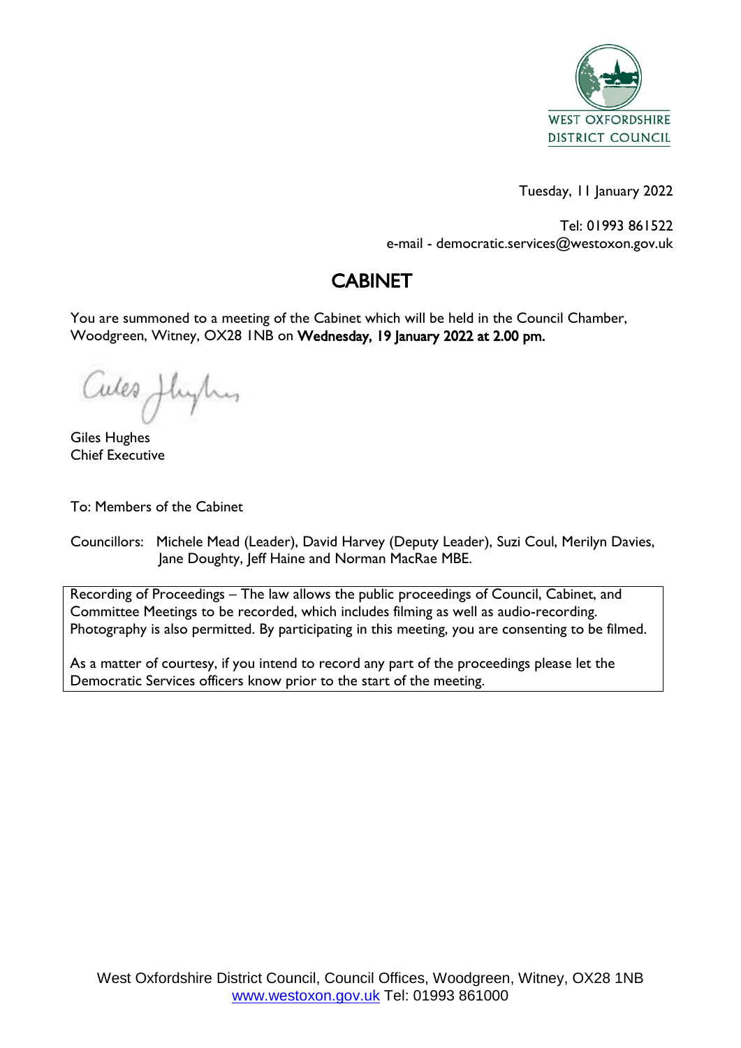WEST OXFORDSHIRE DISTRICT COUNCIL

Tuesday, 11 January 2022

Tel: 01993 861522
e-mail - democratic.services@westoxon.gov.uk

# CABINET

You are summoned to a meeting of the Cabinet which will be held in the Council Chamber, Woodgreen, Witney, OX28 1NB on **Wednesday, 19 January 2022 at 2.00 pm.**

Giles Hughes
Chief Executive

To: Members of the Cabinet

Councillors: Michele Mead (Leader), David Harvey (Deputy Leader), Suzi Coul, Merilyn Davies, Jane Doughty, Jeff Haine and Norman MacRae MBE.

Recording of Proceedings – The law allows the public proceedings of Council, Cabinet, and Committee Meetings to be recorded, which includes filming as well as audio-recording. Photography is also permitted. By participating in this meeting, you are consenting to be filmed.

As a matter of courtesy, if you intend to record any part of the proceedings please let the Democratic Services officers know prior to the start of the meeting.

West Oxfordshire District Council, Council Offices, Woodgreen, Witney, OX28 1NB
www.westoxon.gov.uk Tel: 01993 861000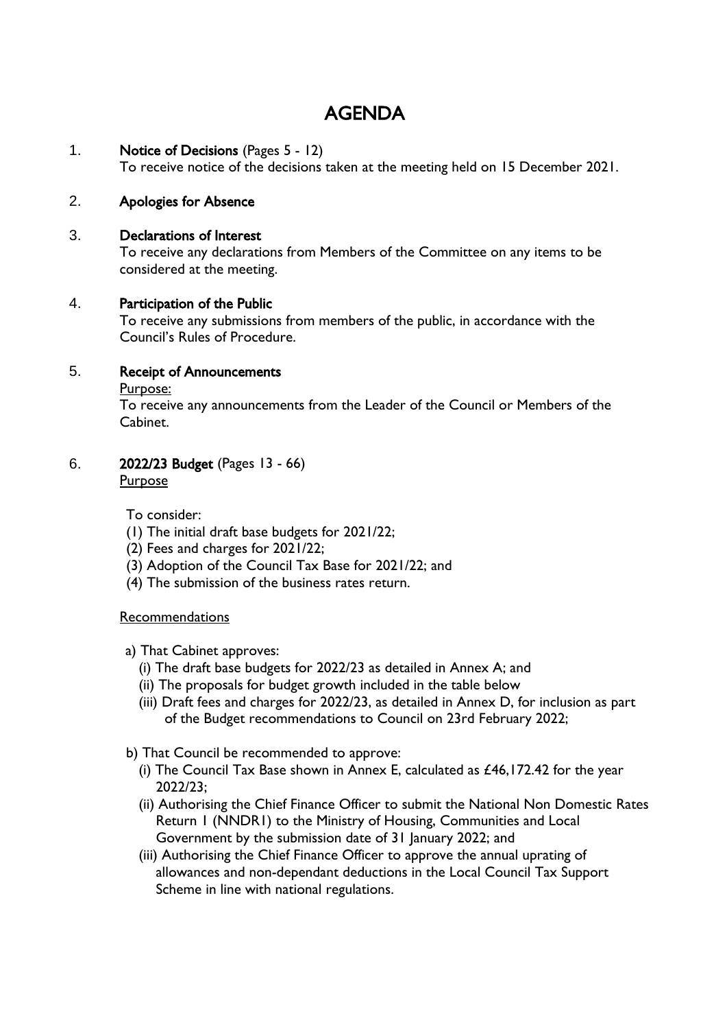// AGENDA

1. **Notice of Decisions** (Pages 5 - 12)
   To receive notice of the decisions taken at the meeting held on 15 December 2021.

2. **Apologies for Absence**

3. **Declarations of Interest**
   To receive any declarations from Members of the Committee on any items to be considered at the meeting.

4. **Participation of the Public**
   To receive any submissions from members of the public, in accordance with the Council's Rules of Procedure.

5. **Receipt of Announcements**
   Purpose:
   To receive any announcements from the Leader of the Council or Members of the Cabinet.

6. **2022/23 Budget** (Pages 13 - 66)
   Purpose

   To consider:
   (1) The initial draft base budgets for 2021/22;
   (2) Fees and charges for 2021/22;
   (3) Adoption of the Council Tax Base for 2021/22; and
   (4) The submission of the business rates return.

   Recommendations

   a) That Cabinet approves:
      (i) The draft base budgets for 2022/23 as detailed in Annex A; and
      (ii) The proposals for budget growth included in the table below
      (iii) Draft fees and charges for 2022/23, as detailed in Annex D, for inclusion as part of the Budget recommendations to Council on 23rd February 2022;

   b) That Council be recommended to approve:
      (i) The Council Tax Base shown in Annex E, calculated as £46,172.42 for the year 2022/23;
      (ii) Authorising the Chief Finance Officer to submit the National Non Domestic Rates Return 1 (NNDR1) to the Ministry of Housing, Communities and Local Government by the submission date of 31 January 2022; and
      (iii) Authorising the Chief Finance Officer to approve the annual uprating of allowances and non-dependant deductions in the Local Council Tax Support Scheme in line with national regulations.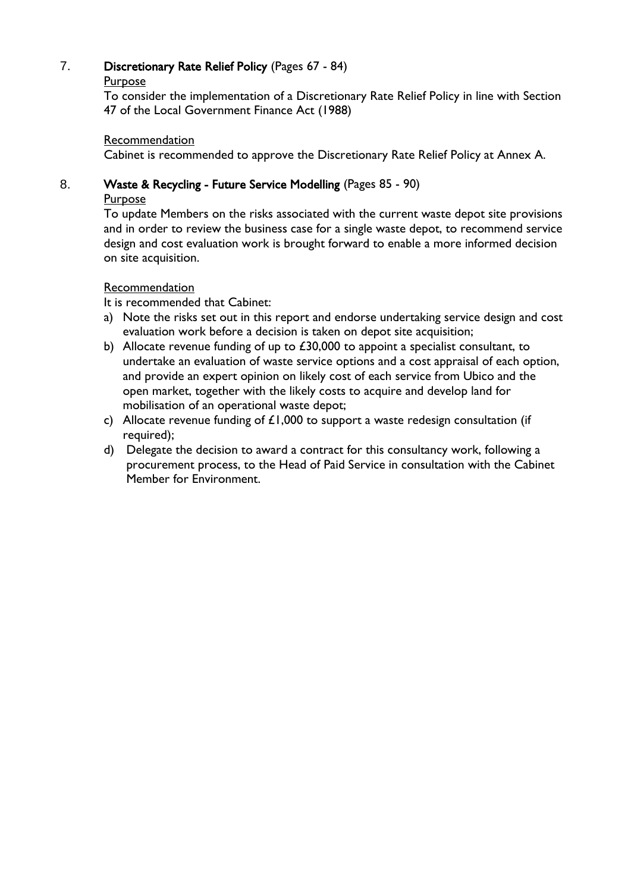7. **Discretionary Rate Relief Policy** (Pages 67 - 84)

   Purpose

   To consider the implementation of a Discretionary Rate Relief Policy in line with Section 47 of the Local Government Finance Act (1988)

   Recommendation

   Cabinet is recommended to approve the Discretionary Rate Relief Policy at Annex A.

8. **Waste & Recycling - Future Service Modelling** (Pages 85 - 90)

   Purpose

   To update Members on the risks associated with the current waste depot site provisions and in order to review the business case for a single waste depot, to recommend service design and cost evaluation work is brought forward to enable a more informed decision on site acquisition.

   Recommendation

   It is recommended that Cabinet:

   a) Note the risks set out in this report and endorse undertaking service design and cost evaluation work before a decision is taken on depot site acquisition;
   b) Allocate revenue funding of up to £30,000 to appoint a specialist consultant, to undertake an evaluation of waste service options and a cost appraisal of each option, and provide an expert opinion on likely cost of each service from Ubico and the open market, together with the likely costs to acquire and develop land for mobilisation of an operational waste depot;
   c) Allocate revenue funding of £1,000 to support a waste redesign consultation (if required);
   d) Delegate the decision to award a contract for this consultancy work, following a procurement process, to the Head of Paid Service in consultation with the Cabinet Member for Environment.